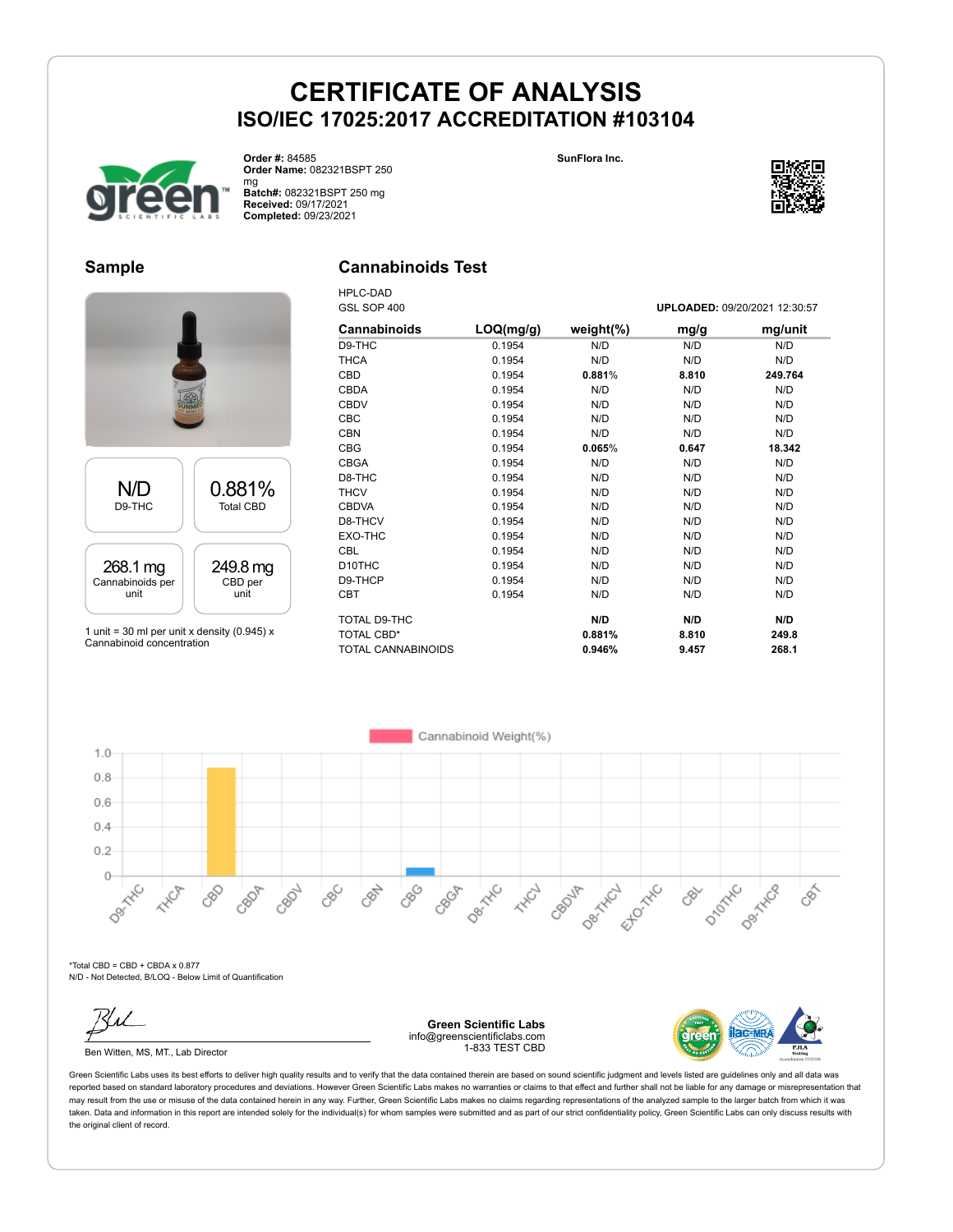# CERTIFICATE OF ANALYSIS

## ISO/IEC 17025:2017 ACCREDITATION #103104

**Order #:** 84585
**Order Name:** 082321BSPT 250 mg
**Batch#:** 082321BSPT 250 mg
**Received:** 09/17/2021
**Completed:** 09/23/2021

**SunFlora Inc.**

## Sample

| N/D | 0.881% |
|---|---|
| D9-THC | Total CBD |

| 268.1 mg | 249.8 mg |
|---|---|
| Cannabinoids per unit | CBD per unit |

1 unit = 30 ml per unit x density (0.945) x Cannabinoid concentration

## Cannabinoids Test

HPLC-DAD
GSL SOP 400

**UPLOADED:** 09/20/2021 12:30:57

| Cannabinoids | LOQ(mg/g) | weight(%) | mg/g | mg/unit |
|---|---|---|---|---|
| D9-THC | 0.1954 | N/D | N/D | N/D |
| THCA | 0.1954 | N/D | N/D | N/D |
| CBD | 0.1954 | **0.881%** | **8.810** | **249.764** |
| CBDA | 0.1954 | N/D | N/D | N/D |
| CBDV | 0.1954 | N/D | N/D | N/D |
| CBC | 0.1954 | N/D | N/D | N/D |
| CBN | 0.1954 | N/D | N/D | N/D |
| CBG | 0.1954 | **0.065%** | **0.647** | **18.342** |
| CBGA | 0.1954 | N/D | N/D | N/D |
| D8-THC | 0.1954 | N/D | N/D | N/D |
| THCV | 0.1954 | N/D | N/D | N/D |
| CBDVA | 0.1954 | N/D | N/D | N/D |
| D8-THCV | 0.1954 | N/D | N/D | N/D |
| EXO-THC | 0.1954 | N/D | N/D | N/D |
| CBL | 0.1954 | N/D | N/D | N/D |
| D10THC | 0.1954 | N/D | N/D | N/D |
| D9-THCP | 0.1954 | N/D | N/D | N/D |
| CBT | 0.1954 | N/D | N/D | N/D |
| TOTAL D9-THC | | **N/D** | **N/D** | **N/D** |
| TOTAL CBD* | | **0.881%** | **8.810** | **249.8** |
| TOTAL CANNABINOIDS | | **0.946%** | **9.457** | **268.1** |

*Total CBD = CBD + CBDA x 0.877
N/D - Not Detected, B/LOQ - Below Limit of Quantification

Ben Witten, MS, MT., Lab Director

**Green Scientific Labs**
info@greenscientificlabs.com
1-833 TEST CBD

Green Scientific Labs uses its best efforts to deliver high quality results and to verify that the data contained therein are based on sound scientific judgment and levels listed are guidelines only and all data was reported based on standard laboratory procedures and deviations. However Green Scientific Labs makes no warranties or claims to that effect and further shall not be liable for any damage or misrepresentation that may result from the use or misuse of the data contained herein in any way. Further, Green Scientific Labs makes no claims regarding representations of the analyzed sample to the larger batch from which it was taken. Data and information in this report are intended solely for the individual(s) for whom samples were submitted and as part of our strict confidentiality policy, Green Scientific Labs can only discuss results with the original client of record.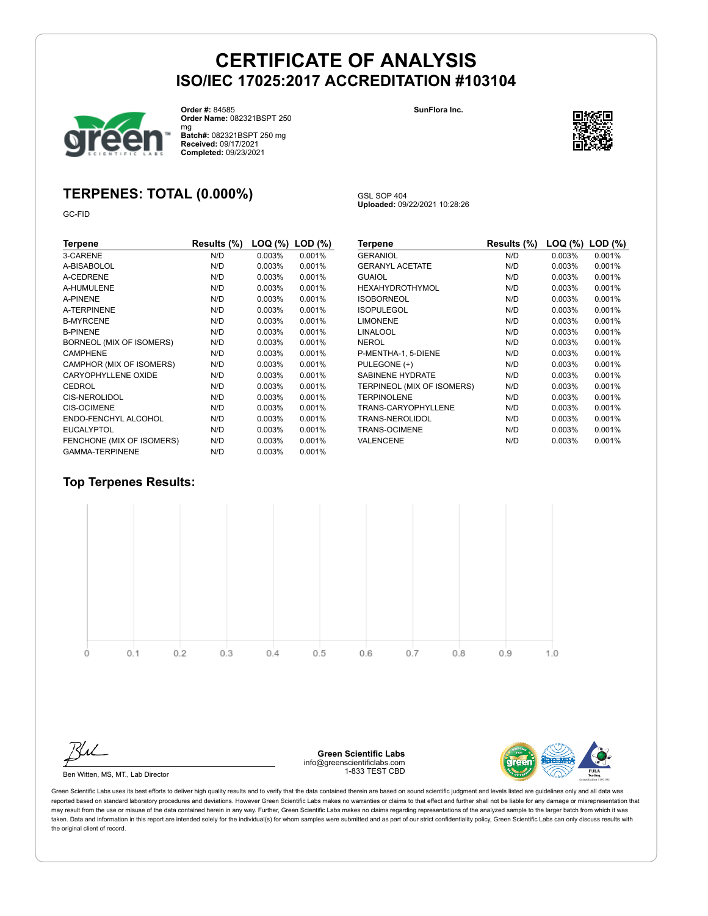# CERTIFICATE OF ANALYSIS
## ISO/IEC 17025:2017 ACCREDITATION #103104

**Order #:** 84585
**Order Name:** 082321BSPT 250 mg
**Batch#:** 082321BSPT 250 mg
**Received:** 09/17/2021
**Completed:** 09/23/2021

**SunFlora Inc.**

## TERPENES: TOTAL (0.000%)

GC-FID

GSL SOP 404
**Uploaded:** 09/22/2021 10:28:26

| Terpene | Results (%) | LOQ (%) | LOD (%) |
|---|---|---|---|
| 3-CARENE | N/D | 0.003% | 0.001% |
| A-BISABOLOL | N/D | 0.003% | 0.001% |
| A-CEDRENE | N/D | 0.003% | 0.001% |
| A-HUMULENE | N/D | 0.003% | 0.001% |
| A-PINENE | N/D | 0.003% | 0.001% |
| A-TERPINENE | N/D | 0.003% | 0.001% |
| B-MYRCENE | N/D | 0.003% | 0.001% |
| B-PINENE | N/D | 0.003% | 0.001% |
| BORNEOL (MIX OF ISOMERS) | N/D | 0.003% | 0.001% |
| CAMPHENE | N/D | 0.003% | 0.001% |
| CAMPHOR (MIX OF ISOMERS) | N/D | 0.003% | 0.001% |
| CARYOPHYLLENE OXIDE | N/D | 0.003% | 0.001% |
| CEDROL | N/D | 0.003% | 0.001% |
| CIS-NEROLIDOL | N/D | 0.003% | 0.001% |
| CIS-OCIMENE | N/D | 0.003% | 0.001% |
| ENDO-FENCHYL ALCOHOL | N/D | 0.003% | 0.001% |
| EUCALYPTOL | N/D | 0.003% | 0.001% |
| FENCHONE (MIX OF ISOMERS) | N/D | 0.003% | 0.001% |
| GAMMA-TERPINENE | N/D | 0.003% | 0.001% |
| GERANIOL | N/D | 0.003% | 0.001% |
| GERANYL ACETATE | N/D | 0.003% | 0.001% |
| GUAIOL | N/D | 0.003% | 0.001% |
| HEXAHYDROTHYMOL | N/D | 0.003% | 0.001% |
| ISOBORNEOL | N/D | 0.003% | 0.001% |
| ISOPULEGOL | N/D | 0.003% | 0.001% |
| LIMONENE | N/D | 0.003% | 0.001% |
| LINALOOL | N/D | 0.003% | 0.001% |
| NEROL | N/D | 0.003% | 0.001% |
| P-MENTHA-1, 5-DIENE | N/D | 0.003% | 0.001% |
| PULEGONE (+) | N/D | 0.003% | 0.001% |
| SABINENE HYDRATE | N/D | 0.003% | 0.001% |
| TERPINEOL (MIX OF ISOMERS) | N/D | 0.003% | 0.001% |
| TERPINOLENE | N/D | 0.003% | 0.001% |
| TRANS-CARYOPHYLLENE | N/D | 0.003% | 0.001% |
| TRANS-NEROLIDOL | N/D | 0.003% | 0.001% |
| TRANS-OCIMENE | N/D | 0.003% | 0.001% |
| VALENCENE | N/D | 0.003% | 0.001% |

### Top Terpenes Results:

0 0.1 0.2 0.3 0.4 0.5 0.6 0.7 0.8 0.9 1.0

Ben Witten, MS, MT., Lab Director

**Green Scientific Labs**
info@greenscientificlabs.com
1-833 TEST CBD

Green Scientific Labs uses its best efforts to deliver high quality results and to verify that the data contained therein are based on sound scientific judgment and levels listed are guidelines only and all data was reported based on standard laboratory procedures and deviations. However Green Scientific Labs makes no warranties or claims to that effect and further shall not be liable for any damage or misrepresentation that may result from the use or misuse of the data contained herein in any way. Further, Green Scientific Labs makes no claims regarding representations of the analyzed sample to the larger batch from which it was taken. Data and information in this report are intended solely for the individual(s) for whom samples were submitted and as part of our strict confidentiality policy, Green Scientific Labs can only discuss results with the original client of record.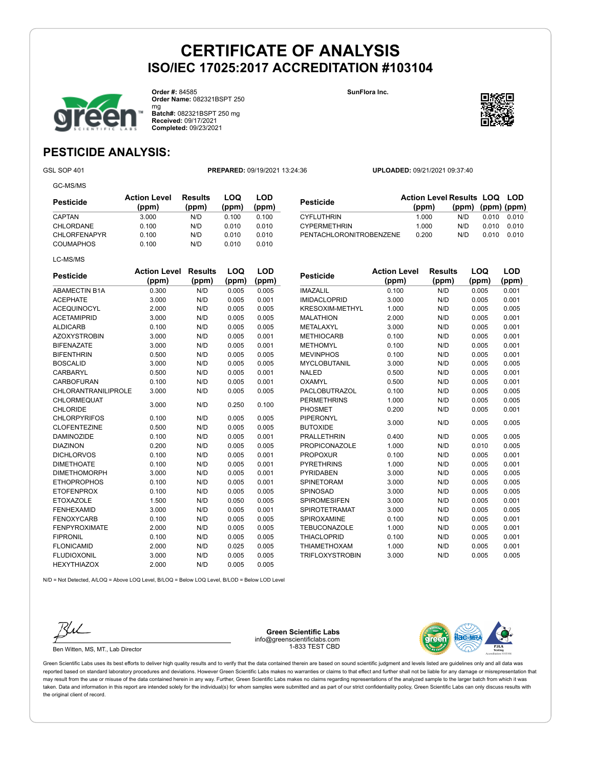# CERTIFICATE OF ANALYSIS

## ISO/IEC 17025:2017 ACCREDITATION #103104

**Order #:** 84585
**Order Name:** 082321BSPT 250 mg
**Batch#:** 082321BSPT 250 mg
**Received:** 09/17/2021
**Completed:** 09/23/2021

**SunFlora Inc.**

## PESTICIDE ANALYSIS:

GSL SOP 401 **PREPARED:** 09/19/2021 13:24:36 **UPLOADED:** 09/21/2021 09:37:40

GC-MS/MS

| Pesticide | Action Level (ppm) | Results (ppm) | LOQ (ppm) | LOD (ppm) |
|---|---|---|---|---|
| CAPTAN | 3.000 | N/D | 0.100 | 0.100 |
| CHLORDANE | 0.100 | N/D | 0.010 | 0.010 |
| CHLORFENAPYR | 0.100 | N/D | 0.010 | 0.010 |
| COUMAPHOS | 0.100 | N/D | 0.010 | 0.010 |
| CYFLUTHRIN | 1.000 | N/D | 0.010 | 0.010 |
| CYPERMETHRIN | 1.000 | N/D | 0.010 | 0.010 |
| PENTACHLORONITROBENZENE | 0.200 | N/D | 0.010 | 0.010 |

LC-MS/MS

| Pesticide | Action Level (ppm) | Results (ppm) | LOQ (ppm) | LOD (ppm) |
|---|---|---|---|---|
| ABAMECTIN B1A | 0.300 | N/D | 0.005 | 0.005 |
| ACEPHATE | 3.000 | N/D | 0.005 | 0.001 |
| ACEQUINOCYL | 2.000 | N/D | 0.005 | 0.005 |
| ACETAMIPRID | 3.000 | N/D | 0.005 | 0.005 |
| ALDICARB | 0.100 | N/D | 0.005 | 0.005 |
| AZOXYSTROBIN | 3.000 | N/D | 0.005 | 0.001 |
| BIFENAZATE | 3.000 | N/D | 0.005 | 0.001 |
| BIFENTHRIN | 0.500 | N/D | 0.005 | 0.005 |
| BOSCALID | 3.000 | N/D | 0.005 | 0.005 |
| CARBARYL | 0.500 | N/D | 0.005 | 0.001 |
| CARBOFURAN | 0.100 | N/D | 0.005 | 0.001 |
| CHLORANTRANILIPROLE | 3.000 | N/D | 0.005 | 0.005 |
| CHLORMEQUAT CHLORIDE | 3.000 | N/D | 0.250 | 0.100 |
| CHLORPYRIFOS | 0.100 | N/D | 0.005 | 0.005 |
| CLOFENTEZINE | 0.500 | N/D | 0.005 | 0.005 |
| DAMINOZIDE | 0.100 | N/D | 0.005 | 0.001 |
| DIAZINON | 0.200 | N/D | 0.005 | 0.005 |
| DICHLORVOS | 0.100 | N/D | 0.005 | 0.001 |
| DIMETHOATE | 0.100 | N/D | 0.005 | 0.001 |
| DIMETHOMORPH | 3.000 | N/D | 0.005 | 0.001 |
| ETHOPROPHOS | 0.100 | N/D | 0.005 | 0.001 |
| ETOFENPROX | 0.100 | N/D | 0.005 | 0.005 |
| ETOXAZOLE | 1.500 | N/D | 0.050 | 0.005 |
| FENHEXAMID | 3.000 | N/D | 0.005 | 0.001 |
| FENOXYCARB | 0.100 | N/D | 0.005 | 0.005 |
| FENPYROXIMATE | 2.000 | N/D | 0.005 | 0.005 |
| FIPRONIL | 0.100 | N/D | 0.005 | 0.005 |
| FLONICAMID | 2.000 | N/D | 0.025 | 0.005 |
| FLUDIOXONIL | 3.000 | N/D | 0.005 | 0.005 |
| HEXYTHIAZOX | 2.000 | N/D | 0.005 | 0.005 |
| IMAZALIL | 0.100 | N/D | 0.005 | 0.001 |
| IMIDACLOPRID | 3.000 | N/D | 0.005 | 0.001 |
| KRESOXIM-METHYL | 1.000 | N/D | 0.005 | 0.005 |
| MALATHION | 2.000 | N/D | 0.005 | 0.001 |
| METALAXYL | 3.000 | N/D | 0.005 | 0.001 |
| METHIOCARB | 0.100 | N/D | 0.005 | 0.001 |
| METHOMYL | 0.100 | N/D | 0.005 | 0.001 |
| MEVINPHOS | 0.100 | N/D | 0.005 | 0.001 |
| MYCLOBUTANIL | 3.000 | N/D | 0.005 | 0.005 |
| NALED | 0.500 | N/D | 0.005 | 0.001 |
| OXAMYL | 0.500 | N/D | 0.005 | 0.001 |
| PACLOBUTRAZOL | 0.100 | N/D | 0.005 | 0.005 |
| PERMETHRINS | 1.000 | N/D | 0.005 | 0.005 |
| PHOSMET | 0.200 | N/D | 0.005 | 0.001 |
| PIPERONYL BUTOXIDE | 3.000 | N/D | 0.005 | 0.005 |
| PRALLETHRIN | 0.400 | N/D | 0.005 | 0.005 |
| PROPICONAZOLE | 1.000 | N/D | 0.010 | 0.005 |
| PROPOXUR | 0.100 | N/D | 0.005 | 0.001 |
| PYRETHRINS | 1.000 | N/D | 0.005 | 0.001 |
| PYRIDABEN | 3.000 | N/D | 0.005 | 0.005 |
| SPINETORAM | 3.000 | N/D | 0.005 | 0.005 |
| SPINOSAD | 3.000 | N/D | 0.005 | 0.005 |
| SPIROMESIFEN | 3.000 | N/D | 0.005 | 0.001 |
| SPIROTETRAMAT | 3.000 | N/D | 0.005 | 0.005 |
| SPIROXAMINE | 0.100 | N/D | 0.005 | 0.001 |
| TEBUCONAZOLE | 1.000 | N/D | 0.005 | 0.001 |
| THIACLOPRID | 0.100 | N/D | 0.005 | 0.001 |
| THIAMETHOXAM | 1.000 | N/D | 0.005 | 0.001 |
| TRIFLOXYSTROBIN | 3.000 | N/D | 0.005 | 0.005 |

N/D = Not Detected, A/LOQ = Above LOQ Level, B/LOQ = Below LOQ Level, B/LOD = Below LOD Level

Ben Witten, MS, MT., Lab Director

**Green Scientific Labs**
info@greenscientificlabs.com
1-833 TEST CBD

Green Scientific Labs uses its best efforts to deliver high quality results and to verify that the data contained therein are based on sound scientific judgment and levels listed are guidelines only and all data was reported based on standard laboratory procedures and deviations. However Green Scientific Labs makes no warranties or claims to that effect and further shall not be liable for any damage or misrepresentation that may result from the use or misuse of the data contained herein in any way. Further, Green Scientific Labs makes no claims regarding representations of the analyzed sample to the larger batch from which it was taken. Data and information in this report are intended solely for the individual(s) for whom samples were submitted and as part of our strict confidentiality policy, Green Scientific Labs can only discuss results with the original client of record.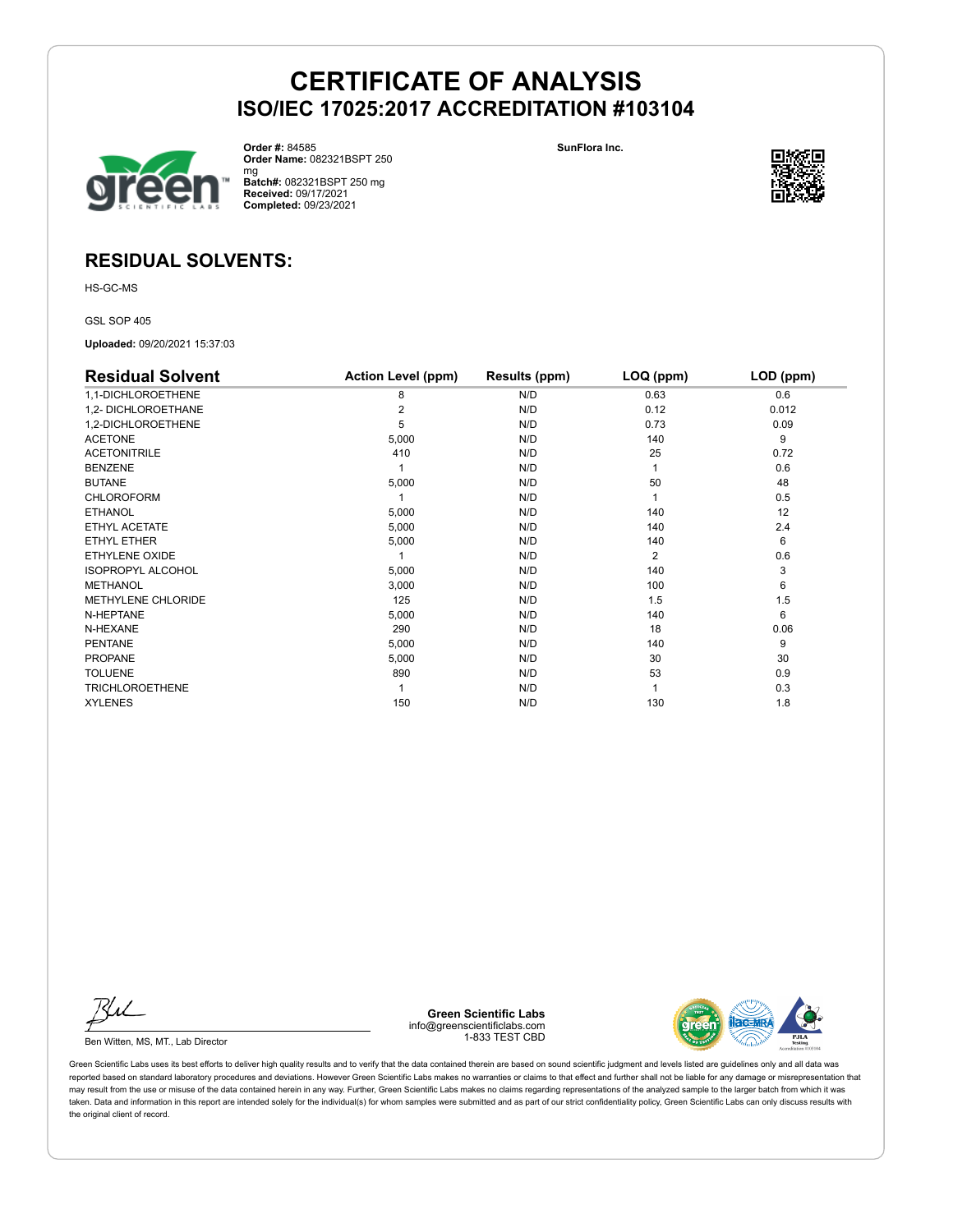# CERTIFICATE OF ANALYSIS
## ISO/IEC 17025:2017 ACCREDITATION #103104

**Order #:** 84585
**Order Name:** 082321BSPT 250 mg
**Batch#:** 082321BSPT 250 mg
**Received:** 09/17/2021
**Completed:** 09/23/2021

**SunFlora Inc.**

## RESIDUAL SOLVENTS:

HS-GC-MS

GSL SOP 405

**Uploaded:** 09/20/2021 15:37:03

| Residual Solvent | Action Level (ppm) | Results (ppm) | LOQ (ppm) | LOD (ppm) |
|---|---|---|---|---|
| 1,1-DICHLOROETHENE | 8 | N/D | 0.63 | 0.6 |
| 1,2- DICHLOROETHANE | 2 | N/D | 0.12 | 0.012 |
| 1,2-DICHLOROETHENE | 5 | N/D | 0.73 | 0.09 |
| ACETONE | 5,000 | N/D | 140 | 9 |
| ACETONITRILE | 410 | N/D | 25 | 0.72 |
| BENZENE | 1 | N/D | 1 | 0.6 |
| BUTANE | 5,000 | N/D | 50 | 48 |
| CHLOROFORM | 1 | N/D | 1 | 0.5 |
| ETHANOL | 5,000 | N/D | 140 | 12 |
| ETHYL ACETATE | 5,000 | N/D | 140 | 2.4 |
| ETHYL ETHER | 5,000 | N/D | 140 | 6 |
| ETHYLENE OXIDE | 1 | N/D | 2 | 0.6 |
| ISOPROPYL ALCOHOL | 5,000 | N/D | 140 | 3 |
| METHANOL | 3,000 | N/D | 100 | 6 |
| METHYLENE CHLORIDE | 125 | N/D | 1.5 | 1.5 |
| N-HEPTANE | 5,000 | N/D | 140 | 6 |
| N-HEXANE | 290 | N/D | 18 | 0.06 |
| PENTANE | 5,000 | N/D | 140 | 9 |
| PROPANE | 5,000 | N/D | 30 | 30 |
| TOLUENE | 890 | N/D | 53 | 0.9 |
| TRICHLOROETHENE | 1 | N/D | 1 | 0.3 |
| XYLENES | 150 | N/D | 130 | 1.8 |

Ben Witten, MS, MT., Lab Director

**Green Scientific Labs**
info@greenscientificlabs.com
1-833 TEST CBD

Green Scientific Labs uses its best efforts to deliver high quality results and to verify that the data contained therein are based on sound scientific judgment and levels listed are guidelines only and all data was reported based on standard laboratory procedures and deviations. However Green Scientific Labs makes no warranties or claims to that effect and further shall not be liable for any damage or misrepresentation that may result from the use or misuse of the data contained herein in any way. Further, Green Scientific Labs makes no claims regarding representations of the analyzed sample to the larger batch from which it was taken. Data and information in this report are intended solely for the individual(s) for whom samples were submitted and as part of our strict confidentiality policy, Green Scientific Labs can only discuss results with the original client of record.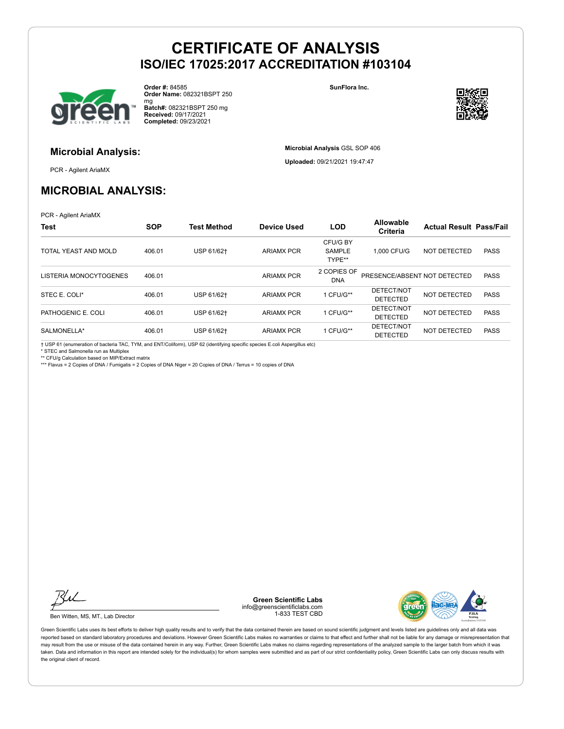# CERTIFICATE OF ANALYSIS
## ISO/IEC 17025:2017 ACCREDITATION #103104

**Order #:** 84585
**Order Name:** 082321BSPT 250 mg
**Batch#:** 082321BSPT 250 mg
**Received:** 09/17/2021
**Completed:** 09/23/2021

**SunFlora Inc.**

### Microbial Analysis:

PCR - Agilent AriaMX

**Microbial Analysis** GSL SOP 406

**Uploaded:** 09/21/2021 19:47:47

## MICROBIAL ANALYSIS:

PCR - Agilent AriaMX

| Test | SOP | Test Method | Device Used | LOD | Allowable Criteria | Actual Result | Pass/Fail |
|---|---|---|---|---|---|---|---|
| TOTAL YEAST AND MOLD | 406.01 | USP 61/62† | ARIAMX PCR | CFU/G BY SAMPLE TYPE** | 1,000 CFU/G | NOT DETECTED | PASS |
| LISTERIA MONOCYTOGENES | 406.01 | | ARIAMX PCR | 2 COPIES OF DNA | PRESENCE/ABSENT | NOT DETECTED | PASS |
| STEC E. COLI* | 406.01 | USP 61/62† | ARIAMX PCR | 1 CFU/G** | DETECT/NOT DETECTED | NOT DETECTED | PASS |
| PATHOGENIC E. COLI | 406.01 | USP 61/62† | ARIAMX PCR | 1 CFU/G** | DETECT/NOT DETECTED | NOT DETECTED | PASS |
| SALMONELLA* | 406.01 | USP 61/62† | ARIAMX PCR | 1 CFU/G** | DETECT/NOT DETECTED | NOT DETECTED | PASS |

† USP 61 (enumeration of bacteria TAC, TYM, and ENT/Coliform), USP 62 (identifying specific species E.coli Aspergillus etc)
* STEC and Salmonella run as Multiplex
** CFU/g Calculation based on MIP/Extract matrix
*** Flavus = 2 Copies of DNA / Fumigatis = 2 Copies of DNA Niger = 20 Copies of DNA / Terrus = 10 copies of DNA

Ben Witten, MS, MT., Lab Director

**Green Scientific Labs**
info@greenscientificlabs.com
1-833 TEST CBD

Green Scientific Labs uses its best efforts to deliver high quality results and to verify that the data contained therein are based on sound scientific judgment and levels listed are guidelines only and all data was reported based on standard laboratory procedures and deviations. However Green Scientific Labs makes no warranties or claims to that effect and further shall not be liable for any damage or misrepresentation that may result from the use or misuse of the data contained herein in any way. Further, Green Scientific Labs makes no claims regarding representations of the analyzed sample to the larger batch from which it was taken. Data and information in this report are intended solely for the individual(s) for whom samples were submitted and as part of our strict confidentiality policy, Green Scientific Labs can only discuss results with the original client of record.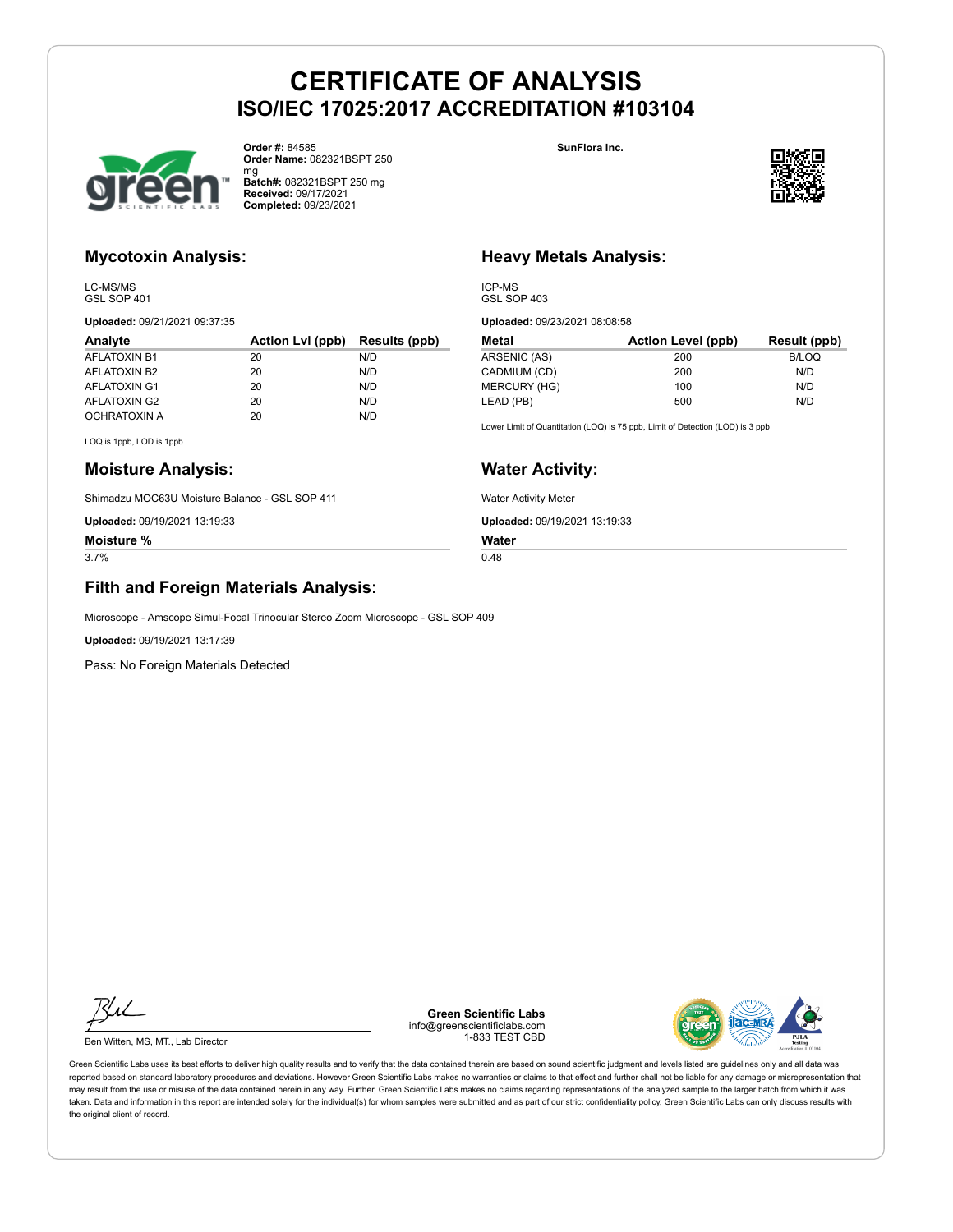# CERTIFICATE OF ANALYSIS
## ISO/IEC 17025:2017 ACCREDITATION #103104

**Order #:** 84585
**Order Name:** 082321BSPT 250 mg
**Batch#:** 082321BSPT 250 mg
**Received:** 09/17/2021
**Completed:** 09/23/2021

**SunFlora Inc.**

### Mycotoxin Analysis:

LC-MS/MS
GSL SOP 401

**Uploaded:** 09/21/2021 09:37:35

| Analyte | Action Lvl (ppb) | Results (ppb) |
|---|---|---|
| AFLATOXIN B1 | 20 | N/D |
| AFLATOXIN B2 | 20 | N/D |
| AFLATOXIN G1 | 20 | N/D |
| AFLATOXIN G2 | 20 | N/D |
| OCHRATOXIN A | 20 | N/D |

LOQ is 1ppb, LOD is 1ppb

### Heavy Metals Analysis:

ICP-MS
GSL SOP 403

**Uploaded:** 09/23/2021 08:08:58

| Metal | Action Level (ppb) | Result (ppb) |
|---|---|---|
| ARSENIC (AS) | 200 | B/LOQ |
| CADMIUM (CD) | 200 | N/D |
| MERCURY (HG) | 100 | N/D |
| LEAD (PB) | 500 | N/D |

Lower Limit of Quantitation (LOQ) is 75 ppb, Limit of Detection (LOD) is 3 ppb

### Moisture Analysis:

Shimadzu MOC63U Moisture Balance - GSL SOP 411

**Uploaded:** 09/19/2021 13:19:33

| Moisture % |
|---|
| 3.7% |

### Water Activity:

Water Activity Meter

**Uploaded:** 09/19/2021 13:19:33

| Water |
|---|
| 0.48 |

### Filth and Foreign Materials Analysis:

Microscope - Amscope Simul-Focal Trinocular Stereo Zoom Microscope - GSL SOP 409

**Uploaded:** 09/19/2021 13:17:39

Pass: No Foreign Materials Detected

Ben Witten, MS, MT., Lab Director

**Green Scientific Labs**
info@greenscientificlabs.com
1-833 TEST CBD

Green Scientific Labs uses its best efforts to deliver high quality results and to verify that the data contained therein are based on sound scientific judgment and levels listed are guidelines only and all data was reported based on standard laboratory procedures and deviations. However Green Scientific Labs makes no warranties or claims to that effect and further shall not be liable for any damage or misrepresentation that may result from the use or misuse of the data contained herein in any way. Further, Green Scientific Labs makes no claims regarding representations of the analyzed sample to the larger batch from which it was taken. Data and information in this report are intended solely for the individual(s) for whom samples were submitted and as part of our strict confidentiality policy, Green Scientific Labs can only discuss results with the original client of record.